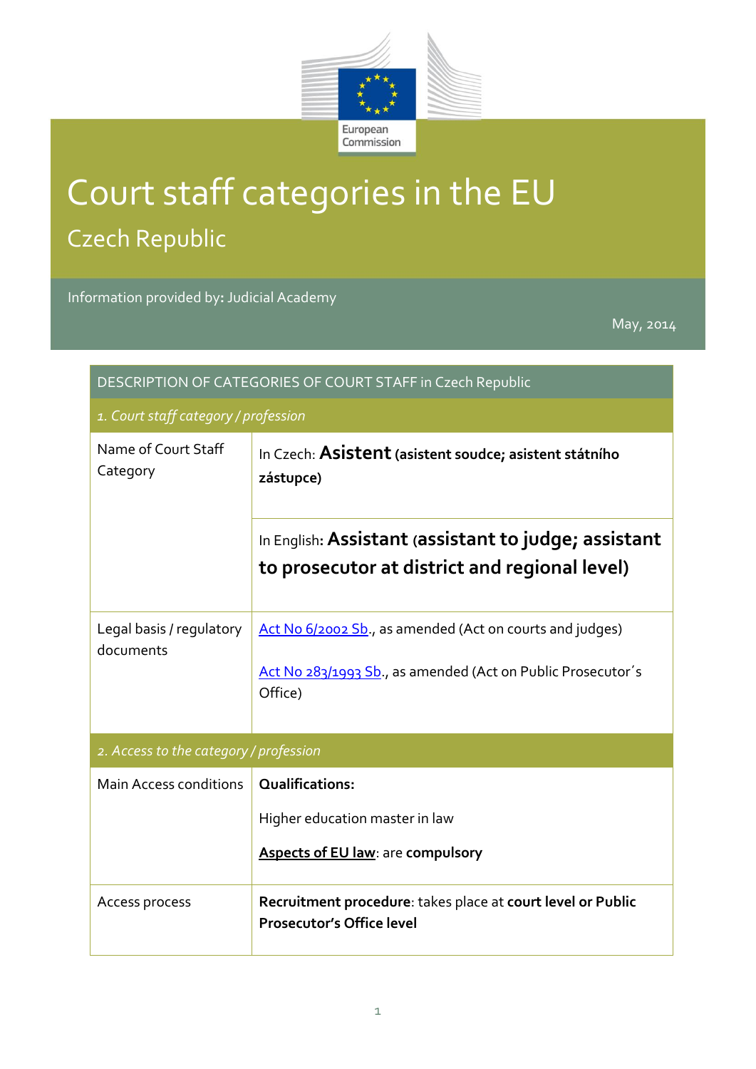European Commission

# Court staff categories in the EU

## Czech Republic

Information provided by**:** Judicial Academy

May, 2014

| DESCRIPTION OF CATEGORIES OF COURT STAFF in Czech Republic | |
|---|---|
| *1. Court staff category / profession* | |
| Name of Court Staff Category | In Czech: **Asistent (asistent soudce; asistent státního zástupce)** |
| | In English: **Assistant (assistant to judge; assistant to prosecutor at district and regional level)** |
| Legal basis / regulatory documents | Act No 6/2002 Sb., as amended (Act on courts and judges)<br><br>Act No 283/1993 Sb., as amended (Act on Public Prosecutor´s Office) |
| *2. Access to the category / profession* | |
| Main Access conditions | **Qualifications:**<br><br>Higher education master in law<br><br>**Aspects of EU law**: are **compulsory** |
| Access process | **Recruitment procedure**: takes place at **court level or Public Prosecutor's Office level** |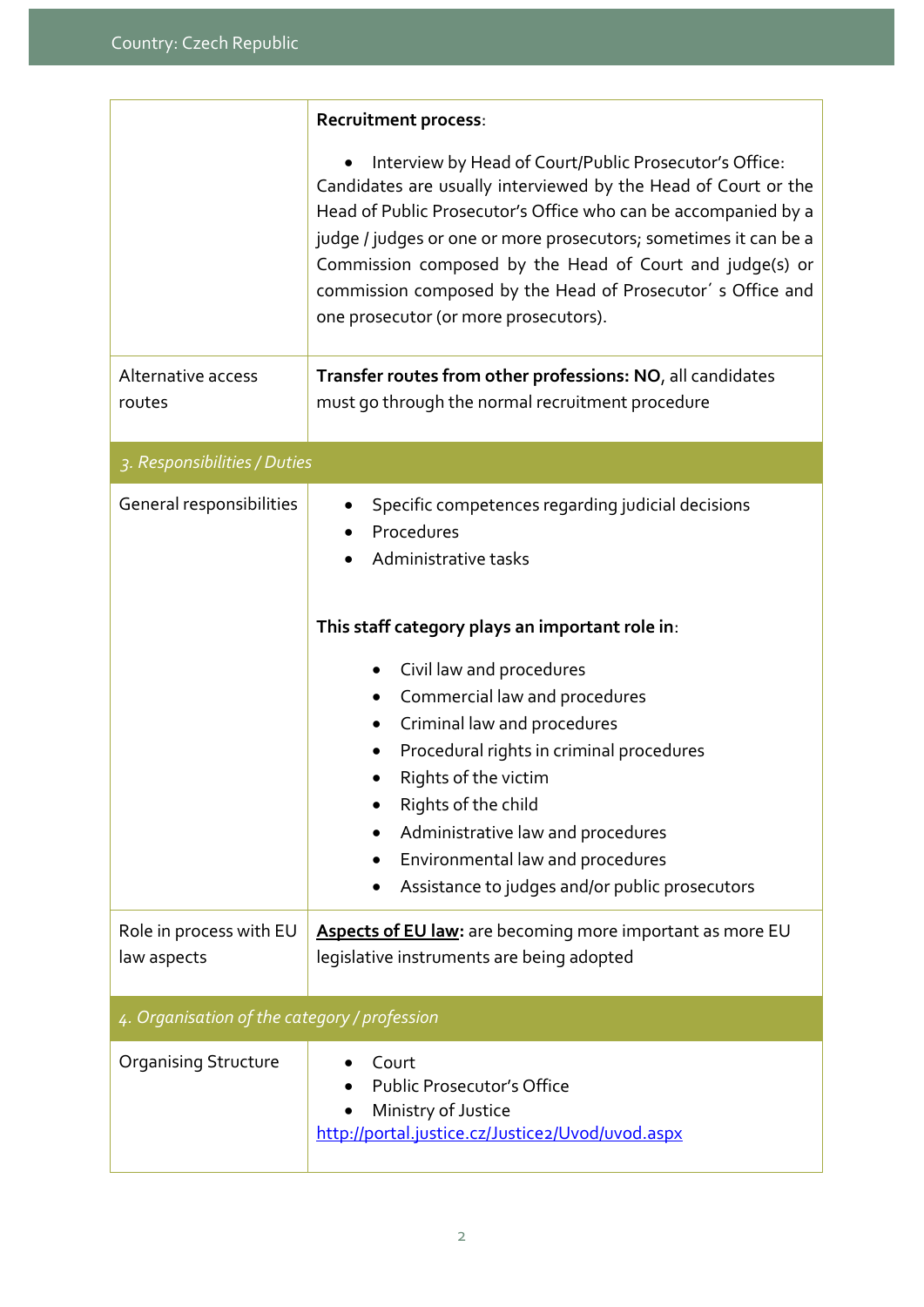| | |
|---|---|
| | **Recruitment process**:<br><br>• Interview by Head of Court/Public Prosecutor's Office: Candidates are usually interviewed by the Head of Court or the Head of Public Prosecutor's Office who can be accompanied by a judge / judges or one or more prosecutors; sometimes it can be a Commission composed by the Head of Court and judge(s) or commission composed by the Head of Prosecutor´ s Office and one prosecutor (or more prosecutors). |
| Alternative access routes | **Transfer routes from other professions: NO**, all candidates must go through the normal recruitment procedure |
| *3. Responsibilities / Duties* | |
| General responsibilities | • Specific competences regarding judicial decisions<br>• Procedures<br>• Administrative tasks<br><br>**This staff category plays an important role in**:<br><br>• Civil law and procedures<br>• Commercial law and procedures<br>• Criminal law and procedures<br>• Procedural rights in criminal procedures<br>• Rights of the victim<br>• Rights of the child<br>• Administrative law and procedures<br>• Environmental law and procedures<br>• Assistance to judges and/or public prosecutors |
| Role in process with EU law aspects | **Aspects of EU law:** are becoming more important as more EU legislative instruments are being adopted |
| *4. Organisation of the category / profession* | |
| Organising Structure | • Court<br>• Public Prosecutor's Office<br>• Ministry of Justice<br>http://portal.justice.cz/Justice2/Uvod/uvod.aspx |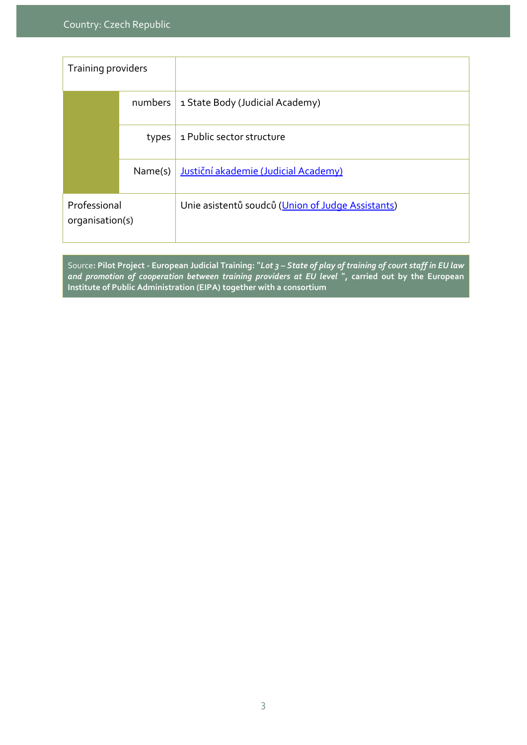| | | |
|---|---|---|
| Training providers | | |
| | numbers | 1 State Body (Judicial Academy) |
| | types | 1 Public sector structure |
| | Name(s) | Justiční akademie (Judicial Academy) |
| Professional organisation(s) | | Unie asistentů soudců (Union of Judge Assistants) |

Source: **Pilot Project - European Judicial Training: "*Lot 3 – State of play of training of court staff in EU law and promotion of cooperation between training providers at EU level* ", carried out by the European Institute of Public Administration (EIPA) together with a consortium**